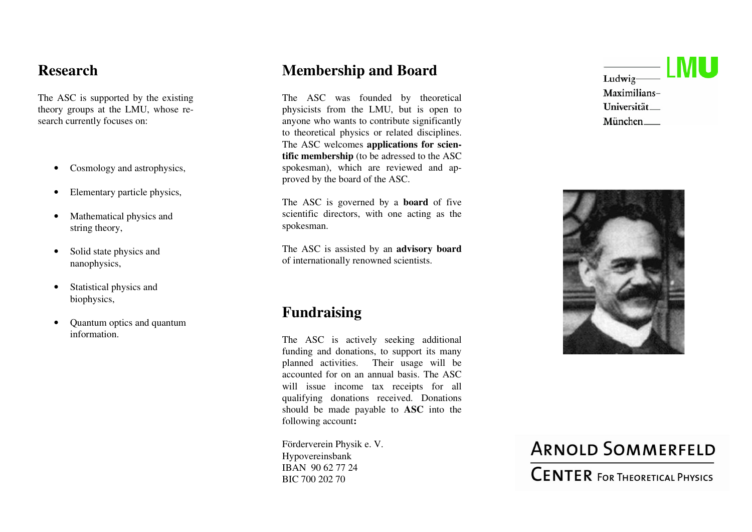## Research

The ASC is supported by the existing theory groups at the LMU, whose research currently focuses on:

- Cosmology and astrophysics,
- Elementary particle physics,
- Mathematical physics and string theory,
- Solid state physics and nanophysics,
- Statistical physics and biophysics,
- Quantum optics and quantum information.

## Membership and Board

The ASC was founded by theoretical physicists from the LMU, but is open to anyone who wants to contribute significantly to theoretical physics or related disciplines. The ASC welcomes **applications for scientific membership** (to be adressed to the ASC spokesman), which are reviewed and approved by the board of the ASC.

The ASC is governed by a **board** of five scientific directors, with one acting as the spokesman.

The ASC is assisted by an **advisory board** of internationally renowned scientists.

## Fundraising

The ASC is actively seeking additional funding and donations, to support its many planned activities. Their usage will be accounted for on an annual basis. The ASC will issue income tax receipts for all qualifying donations received. Donations should be made payable to **ASC** into the following account**:**

Förderverein Physik e. V.
Hypovereinsbank
IBAN 90 62 77 24
BIC 700 202 70

LMU
Ludwig-Maximilians-Universität München

ARNOLD SOMMERFELD
CENTER FOR THEORETICAL PHYSICS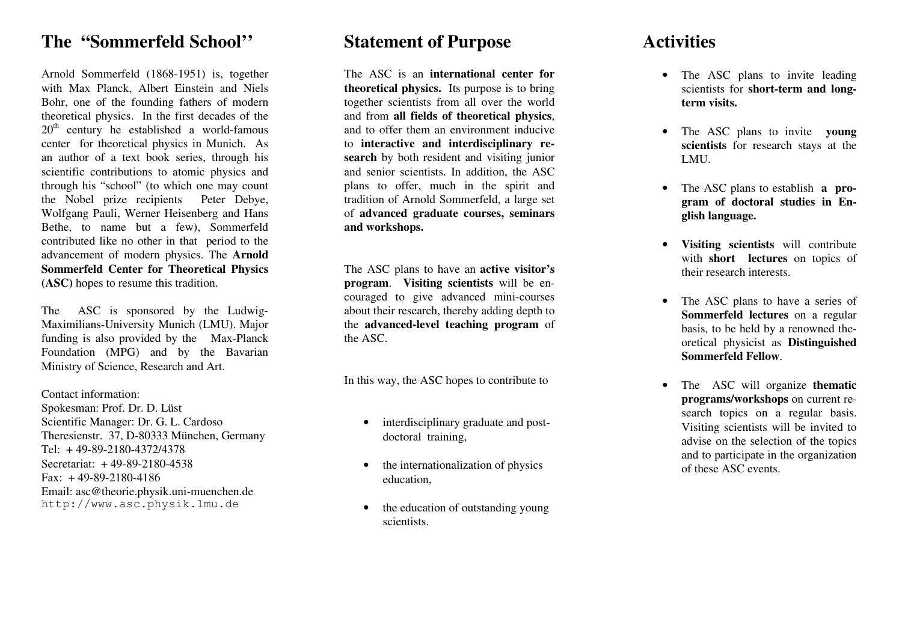## The "Sommerfeld School"

Arnold Sommerfeld (1868-1951) is, together with Max Planck, Albert Einstein and Niels Bohr, one of the founding fathers of modern theoretical physics. In the first decades of the $20^{th}$ century he established a world-famous center for theoretical physics in Munich. As an author of a text book series, through his scientific contributions to atomic physics and through his "school" (to which one may count the Nobel prize recipients Peter Debye, Wolfgang Pauli, Werner Heisenberg and Hans Bethe, to name but a few), Sommerfeld contributed like no other in that period to the advancement of modern physics. The **Arnold Sommerfeld Center for Theoretical Physics (ASC)** hopes to resume this tradition.

The ASC is sponsored by the Ludwig-Maximilians-University Munich (LMU). Major funding is also provided by the Max-Planck Foundation (MPG) and by the Bavarian Ministry of Science, Research and Art.

Contact information:
Spokesman: Prof. Dr. D. Lüst
Scientific Manager: Dr. G. L. Cardoso
Theresienstr. 37, D-80333 München, Germany
Tel: + 49-89-2180-4372/4378
Secretariat: + 49-89-2180-4538
Fax: + 49-89-2180-4186
Email: asc@theorie.physik.uni-muenchen.de
`http://www.asc.physik.lmu.de`

## Statement of Purpose

The ASC is an **international center for theoretical physics.** Its purpose is to bring together scientists from all over the world and from **all fields of theoretical physics**, and to offer them an environment inducive to **interactive and interdisciplinary research** by both resident and visiting junior and senior scientists. In addition, the ASC plans to offer, much in the spirit and tradition of Arnold Sommerfeld, a large set of **advanced graduate courses, seminars and workshops.**

The ASC plans to have an **active visitor's program**. **Visiting scientists** will be encouraged to give advanced mini-courses about their research, thereby adding depth to the **advanced-level teaching program** of the ASC.

In this way, the ASC hopes to contribute to

- interdisciplinary graduate and post-doctoral training,
- the internationalization of physics education,
- the education of outstanding young scientists.

## Activities

- The ASC plans to invite leading scientists for **short-term and long-term visits.**
- The ASC plans to invite **young scientists** for research stays at the LMU.
- The ASC plans to establish **a program of doctoral studies in English language.**
- **Visiting scientists** will contribute with **short lectures** on topics of their research interests.
- The ASC plans to have a series of **Sommerfeld lectures** on a regular basis, to be held by a renowned theoretical physicist as **Distinguished Sommerfeld Fellow**.
- The ASC will organize **thematic programs/workshops** on current research topics on a regular basis. Visiting scientists will be invited to advise on the selection of the topics and to participate in the organization of these ASC events.